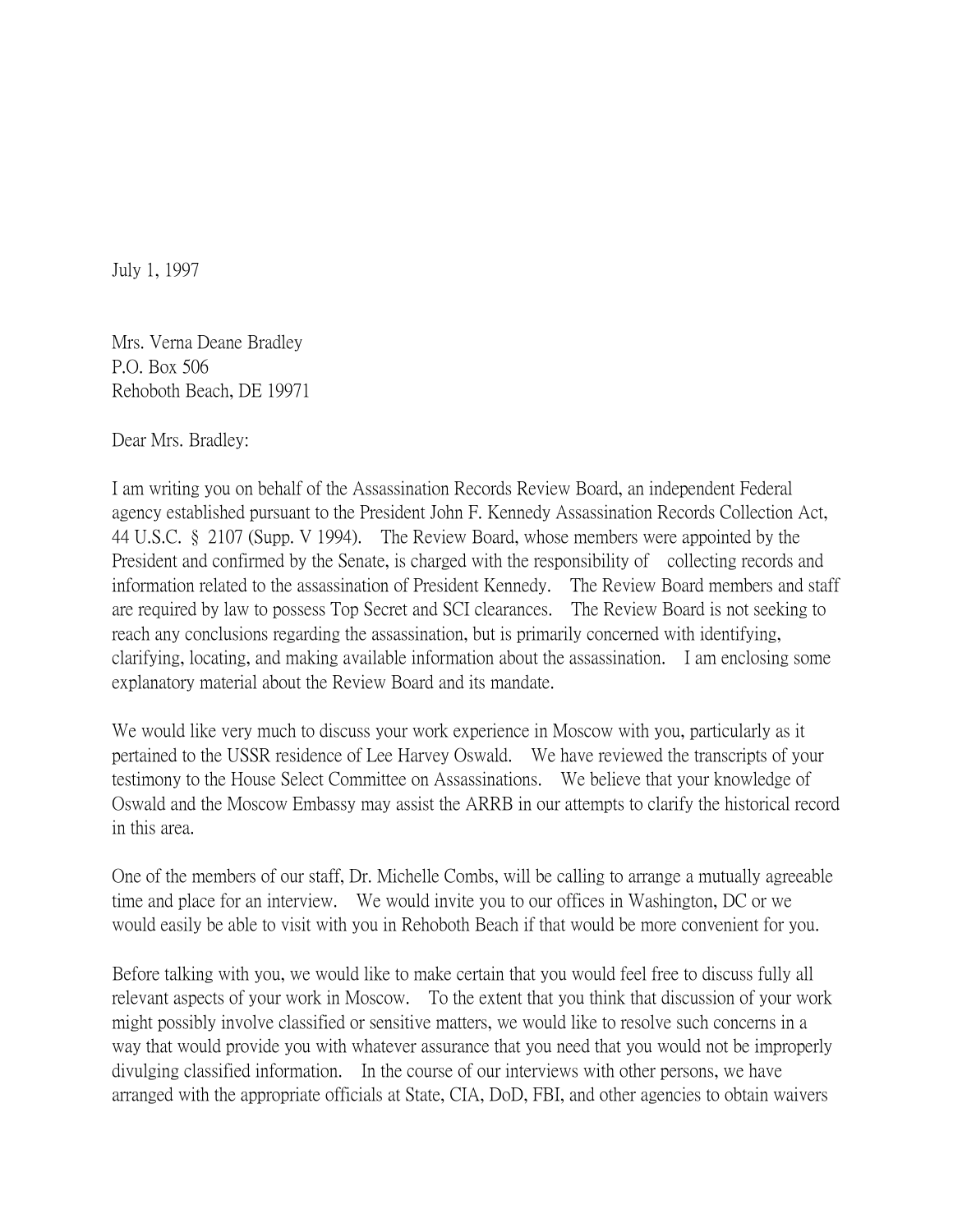July 1, 1997

Mrs. Verna Deane Bradley
P.O. Box 506
Rehoboth Beach, DE 19971

Dear Mrs. Bradley:

I am writing you on behalf of the Assassination Records Review Board, an independent Federal agency established pursuant to the President John F. Kennedy Assassination Records Collection Act, 44 U.S.C. § 2107 (Supp. V 1994). The Review Board, whose members were appointed by the President and confirmed by the Senate, is charged with the responsibility of collecting records and information related to the assassination of President Kennedy. The Review Board members and staff are required by law to possess Top Secret and SCI clearances. The Review Board is not seeking to reach any conclusions regarding the assassination, but is primarily concerned with identifying, clarifying, locating, and making available information about the assassination. I am enclosing some explanatory material about the Review Board and its mandate.

We would like very much to discuss your work experience in Moscow with you, particularly as it pertained to the USSR residence of Lee Harvey Oswald. We have reviewed the transcripts of your testimony to the House Select Committee on Assassinations. We believe that your knowledge of Oswald and the Moscow Embassy may assist the ARRB in our attempts to clarify the historical record in this area.

One of the members of our staff, Dr. Michelle Combs, will be calling to arrange a mutually agreeable time and place for an interview. We would invite you to our offices in Washington, DC or we would easily be able to visit with you in Rehoboth Beach if that would be more convenient for you.

Before talking with you, we would like to make certain that you would feel free to discuss fully all relevant aspects of your work in Moscow. To the extent that you think that discussion of your work might possibly involve classified or sensitive matters, we would like to resolve such concerns in a way that would provide you with whatever assurance that you need that you would not be improperly divulging classified information. In the course of our interviews with other persons, we have arranged with the appropriate officials at State, CIA, DoD, FBI, and other agencies to obtain waivers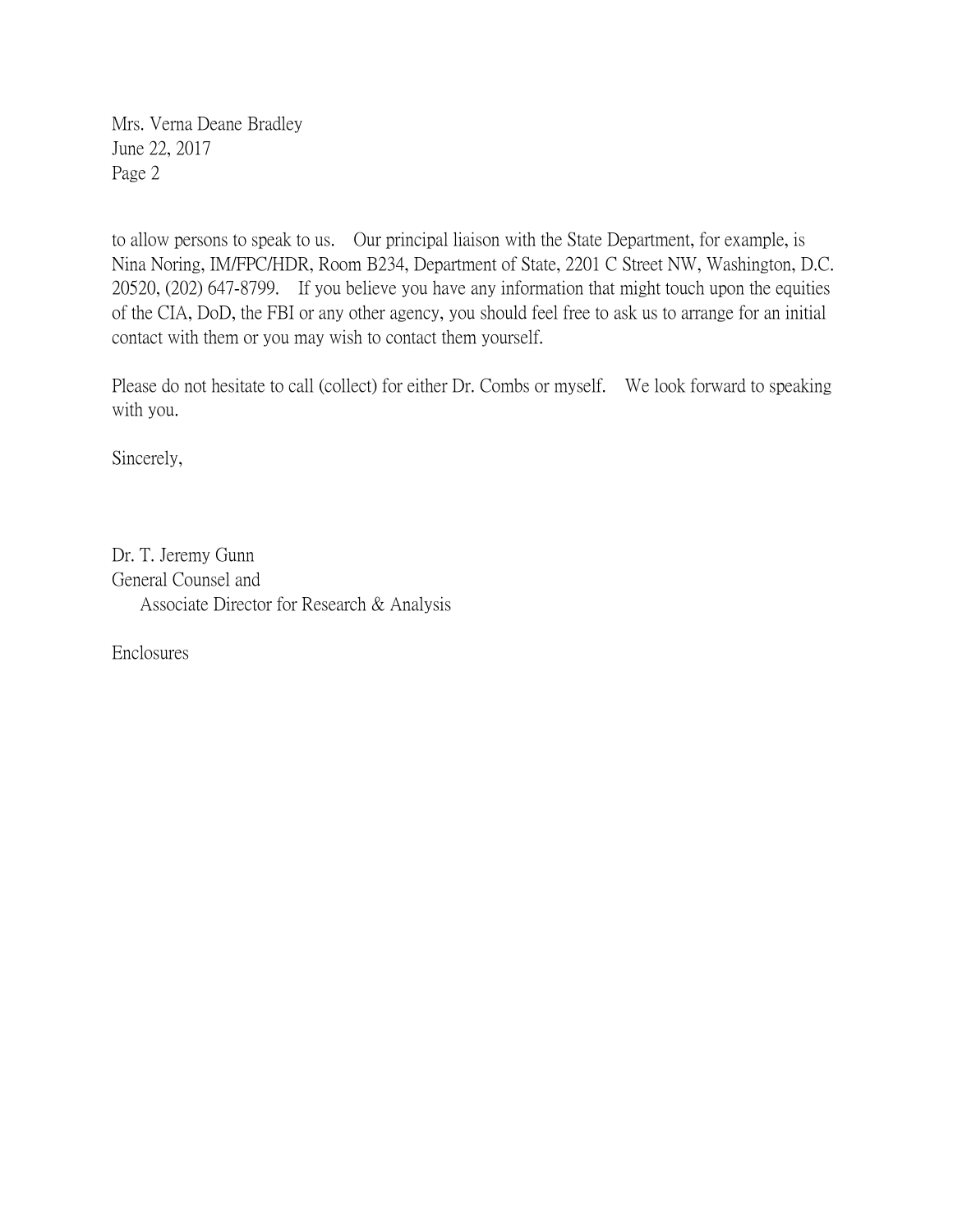to allow persons to speak to us. Our principal liaison with the State Department, for example, is Nina Noring, IM/FPC/HDR, Room B234, Department of State, 2201 C Street NW, Washington, D.C. 20520, (202) 647-8799. If you believe you have any information that might touch upon the equities of the CIA, DoD, the FBI or any other agency, you should feel free to ask us to arrange for an initial contact with them or you may wish to contact them yourself.

Please do not hesitate to call (collect) for either Dr. Combs or myself. We look forward to speaking with you.

Sincerely,

Dr. T. Jeremy Gunn
General Counsel and
Associate Director for Research & Analysis

Enclosures